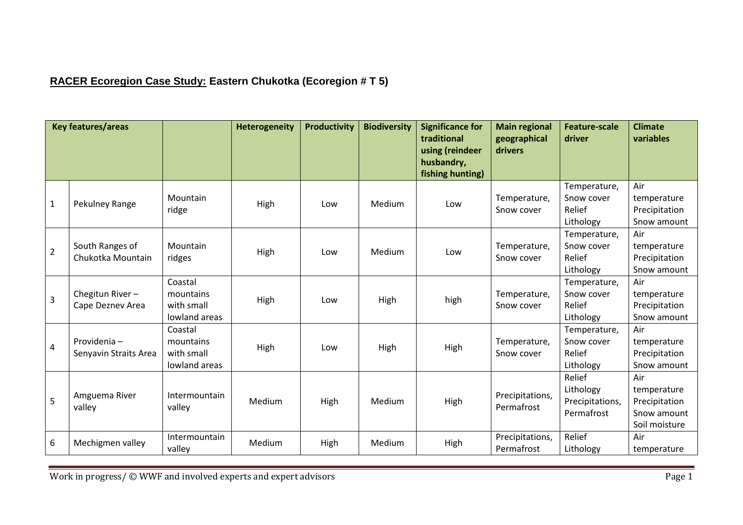**RACER Ecoregion Case Study:** **Eastern Chukotka (Ecoregion # T 5)**

| Key features/areas | | | Heterogeneity | Productivity | Biodiversity | Significance for traditional using (reindeer husbandry, fishing hunting) | Main regional geographical drivers | Feature-scale driver | Climate variables |
|---|---|---|---|---|---|---|---|---|---|
| 1 | Pekulney Range | Mountain ridge | High | Low | Medium | Low | Temperature, Snow cover | Temperature, Snow cover Relief Lithology | Air temperature Precipitation Snow amount |
| 2 | South Ranges of Chukotka Mountain | Mountain ridges | High | Low | Medium | Low | Temperature, Snow cover | Temperature, Snow cover Relief Lithology | Air temperature Precipitation Snow amount |
| 3 | Chegitun River – Cape Deznev Area | Coastal mountains with small lowland areas | High | Low | High | high | Temperature, Snow cover | Temperature, Snow cover Relief Lithology | Air temperature Precipitation Snow amount |
| 4 | Providenia – Senyavin Straits Area | Coastal mountains with small lowland areas | High | Low | High | High | Temperature, Snow cover | Temperature, Snow cover Relief Lithology | Air temperature Precipitation Snow amount |
| 5 | Amguema River valley | Intermountain valley | Medium | High | Medium | High | Precipitations, Permafrost | Relief Lithology Precipitations, Permafrost | Air temperature Precipitation Snow amount Soil moisture |
| 6 | Mechigmen valley | Intermountain valley | Medium | High | Medium | High | Precipitations, Permafrost | Relief Lithology | Air temperature |

Work in progress/ © WWF and involved experts and expert advisors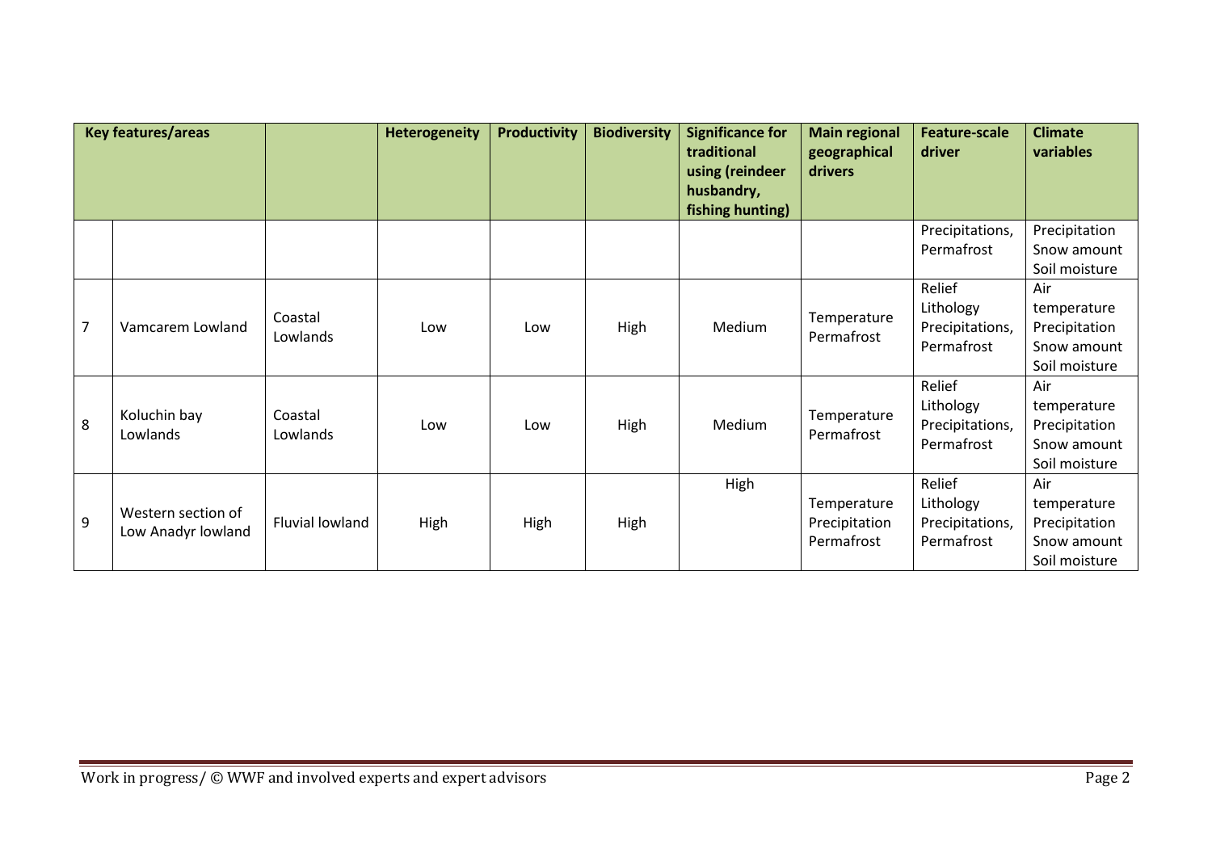| Key features/areas | | | Heterogeneity | Productivity | Biodiversity | Significance for traditional using (reindeer husbandry, fishing hunting) | Main regional geographical drivers | Feature-scale driver | Climate variables |
|---|---|---|---|---|---|---|---|---|---|
| | | | | | | | | Precipitations, Permafrost | Precipitation Snow amount Soil moisture |
| 7 | Vamcarem Lowland | Coastal Lowlands | Low | Low | High | Medium | Temperature Permafrost | Relief Lithology Precipitations, Permafrost | Air temperature Precipitation Snow amount Soil moisture |
| 8 | Koluchin bay Lowlands | Coastal Lowlands | Low | Low | High | Medium | Temperature Permafrost | Relief Lithology Precipitations, Permafrost | Air temperature Precipitation Snow amount Soil moisture |
| 9 | Western section of Low Anadyr lowland | Fluvial lowland | High | High | High | High | Temperature Precipitation Permafrost | Relief Lithology Precipitations, Permafrost | Air temperature Precipitation Snow amount Soil moisture |

Work in progress/ © WWF and involved experts and expert advisors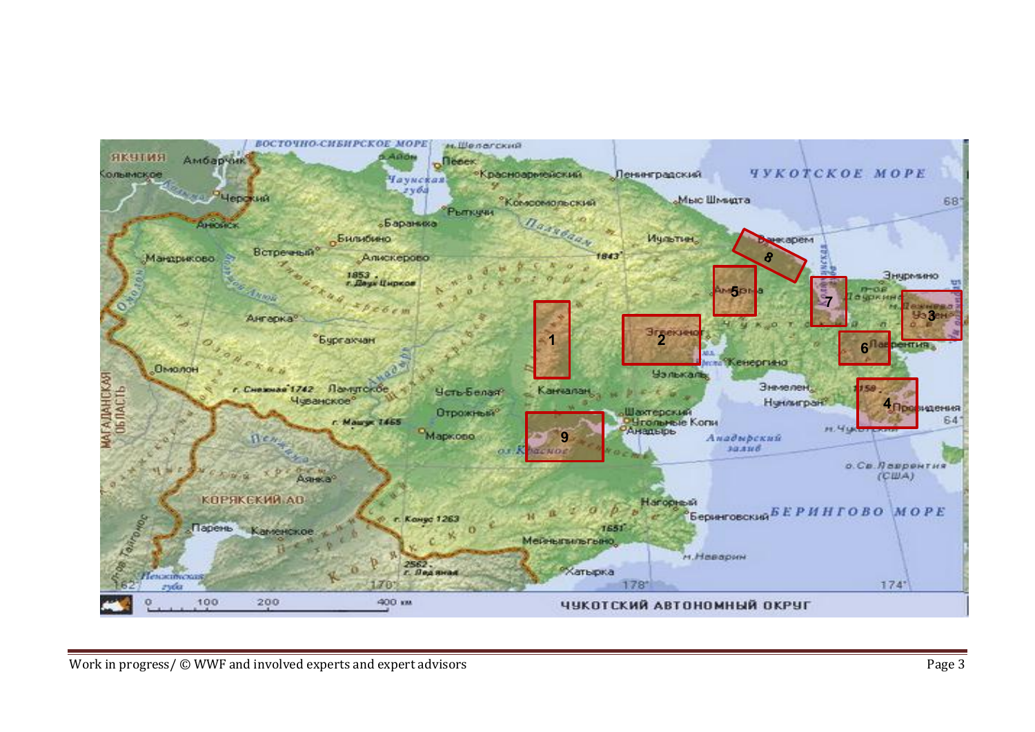ЯКУТИЯ

ВОСТОЧНО-СИБИРСКОЕ МОРЕ

ЧУКОТСКОЕ МОРЕ

БЕРИНГОВО МОРЕ

МАГАДАНСКАЯ ОБЛАСТЬ

КОРЯКСКИЙ АО

Амбарчик

Колымское

Черский

Анюйск

Певек

Чаунская губа

Красноармейский

Комсомольский

Рыткучи

Баранжиха

Билибино

Алискерово

Встречный

Мандриково

Ангарка

Бургахчан

Омолон

Ламутское

Чуванское

Усть-Белая

Отрожный

Марково

Канчалан

Ленинградский

Мыс Шмидта

Иультин

Ванкарем

Амгуэма

Эгвекинот

Конергино

Уэлькаль

Энмелен

Нунлигран

Лаврентия

Уэлен

Энурмино

Провидения

Шахтерский

Угольные Копи

Анадырь

Анадырский залив

Нагорный

Беринговский

Мейныпильгыно

Хатырка

Каменское

Парень

Аянка

Пенжинская губа

о. Св. Лаврентия (США)

г. Снежная 1742

г. Мышк 1465

г. Конус 1263

г. Ледяная 2562

г. Двух Цирков 1853

1843

1651

о.з. Красное

1 2 3 4 5 6 7 8 9

0 100 200 400 км

68°

64°

162°

170°

178°

174°

ЧУКОТСКИЙ АВТОНОМНЫЙ ОКРУГ